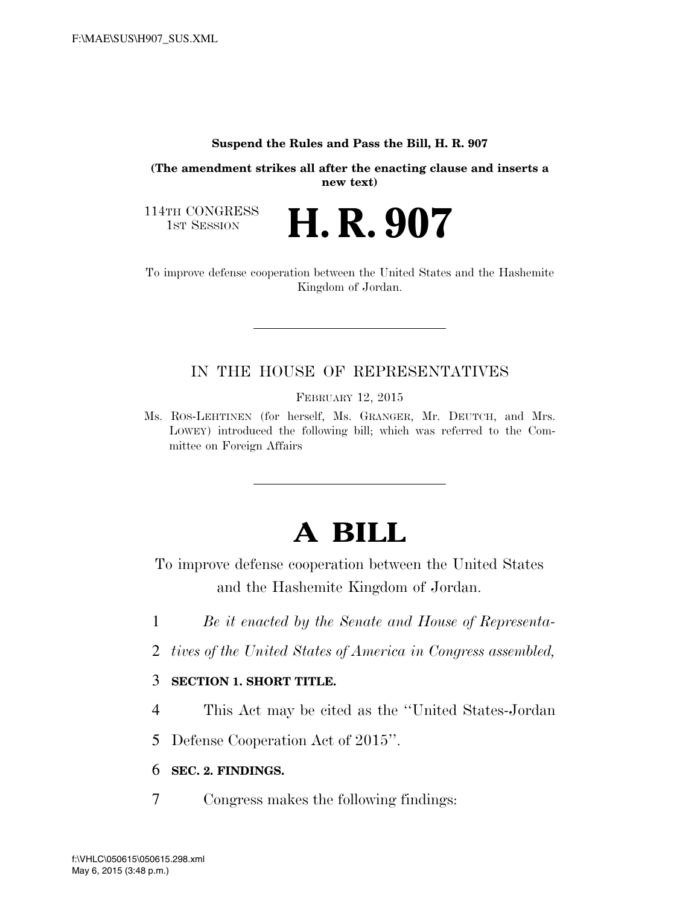**Suspend the Rules and Pass the Bill, H. R. 907**

**(The amendment strikes all after the enacting clause and inserts a new text)**

114TH CONGRESS
1ST SESSION

# H. R. 907

To improve defense cooperation between the United States and the Hashemite Kingdom of Jordan.

---

IN THE HOUSE OF REPRESENTATIVES

FEBRUARY 12, 2015

Ms. ROS-LEHTINEN (for herself, Ms. GRANGER, Mr. DEUTCH, and Mrs. LOWEY) introduced the following bill; which was referred to the Committee on Foreign Affairs

---

# A BILL

To improve defense cooperation between the United States and the Hashemite Kingdom of Jordan.

1 *Be it enacted by the Senate and House of Representa-*
2 *tives of the United States of America in Congress assembled,*

3 **SECTION 1. SHORT TITLE.**

4 This Act may be cited as the "United States-Jordan
5 Defense Cooperation Act of 2015".

6 **SEC. 2. FINDINGS.**

7 Congress makes the following findings: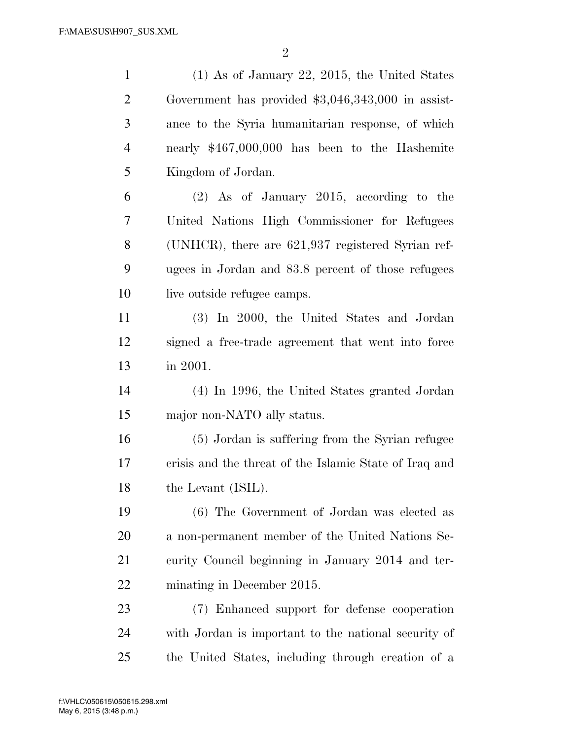(1) As of January 22, 2015, the United States Government has provided $3,046,343,000 in assistance to the Syria humanitarian response, of which nearly $467,000,000 has been to the Hashemite Kingdom of Jordan.

(2) As of January 2015, according to the United Nations High Commissioner for Refugees (UNHCR), there are 621,937 registered Syrian refugees in Jordan and 83.8 percent of those refugees live outside refugee camps.

(3) In 2000, the United States and Jordan signed a free-trade agreement that went into force in 2001.

(4) In 1996, the United States granted Jordan major non-NATO ally status.

(5) Jordan is suffering from the Syrian refugee crisis and the threat of the Islamic State of Iraq and the Levant (ISIL).

(6) The Government of Jordan was elected as a non-permanent member of the United Nations Security Council beginning in January 2014 and terminating in December 2015.

(7) Enhanced support for defense cooperation with Jordan is important to the national security of the United States, including through creation of a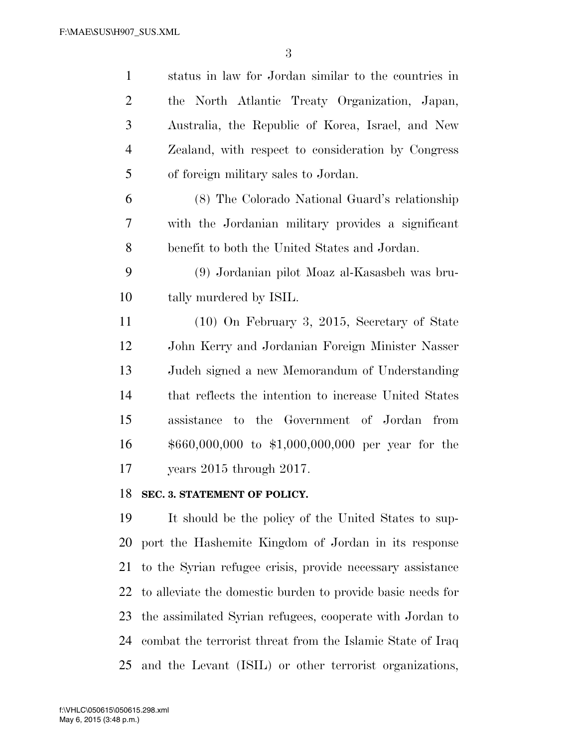status in law for Jordan similar to the countries in the North Atlantic Treaty Organization, Japan, Australia, the Republic of Korea, Israel, and New Zealand, with respect to consideration by Congress of foreign military sales to Jordan.

(8) The Colorado National Guard's relationship with the Jordanian military provides a significant benefit to both the United States and Jordan.

(9) Jordanian pilot Moaz al-Kasasbeh was brutally murdered by ISIL.

(10) On February 3, 2015, Secretary of State John Kerry and Jordanian Foreign Minister Nasser Judeh signed a new Memorandum of Understanding that reflects the intention to increase United States assistance to the Government of Jordan from $660,000,000 to $1,000,000,000 per year for the years 2015 through 2017.

**SEC. 3. STATEMENT OF POLICY.**

It should be the policy of the United States to support the Hashemite Kingdom of Jordan in its response to the Syrian refugee crisis, provide necessary assistance to alleviate the domestic burden to provide basic needs for the assimilated Syrian refugees, cooperate with Jordan to combat the terrorist threat from the Islamic State of Iraq and the Levant (ISIL) or other terrorist organizations,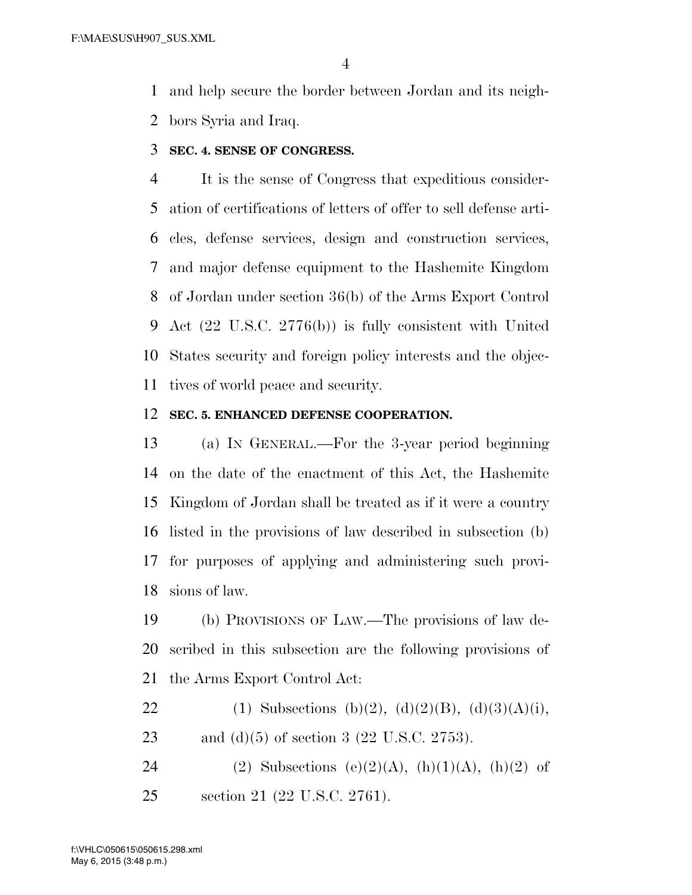and help secure the border between Jordan and its neighbors Syria and Iraq.

**SEC. 4. SENSE OF CONGRESS.**

It is the sense of Congress that expeditious consideration of certifications of letters of offer to sell defense articles, defense services, design and construction services, and major defense equipment to the Hashemite Kingdom of Jordan under section 36(b) of the Arms Export Control Act (22 U.S.C. 2776(b)) is fully consistent with United States security and foreign policy interests and the objectives of world peace and security.

**SEC. 5. ENHANCED DEFENSE COOPERATION.**

(a) IN GENERAL.—For the 3-year period beginning on the date of the enactment of this Act, the Hashemite Kingdom of Jordan shall be treated as if it were a country listed in the provisions of law described in subsection (b) for purposes of applying and administering such provisions of law.

(b) PROVISIONS OF LAW.—The provisions of law described in this subsection are the following provisions of the Arms Export Control Act:

(1) Subsections (b)(2), (d)(2)(B), (d)(3)(A)(i), and (d)(5) of section 3 (22 U.S.C. 2753).

(2) Subsections (e)(2)(A), (h)(1)(A), (h)(2) of section 21 (22 U.S.C. 2761).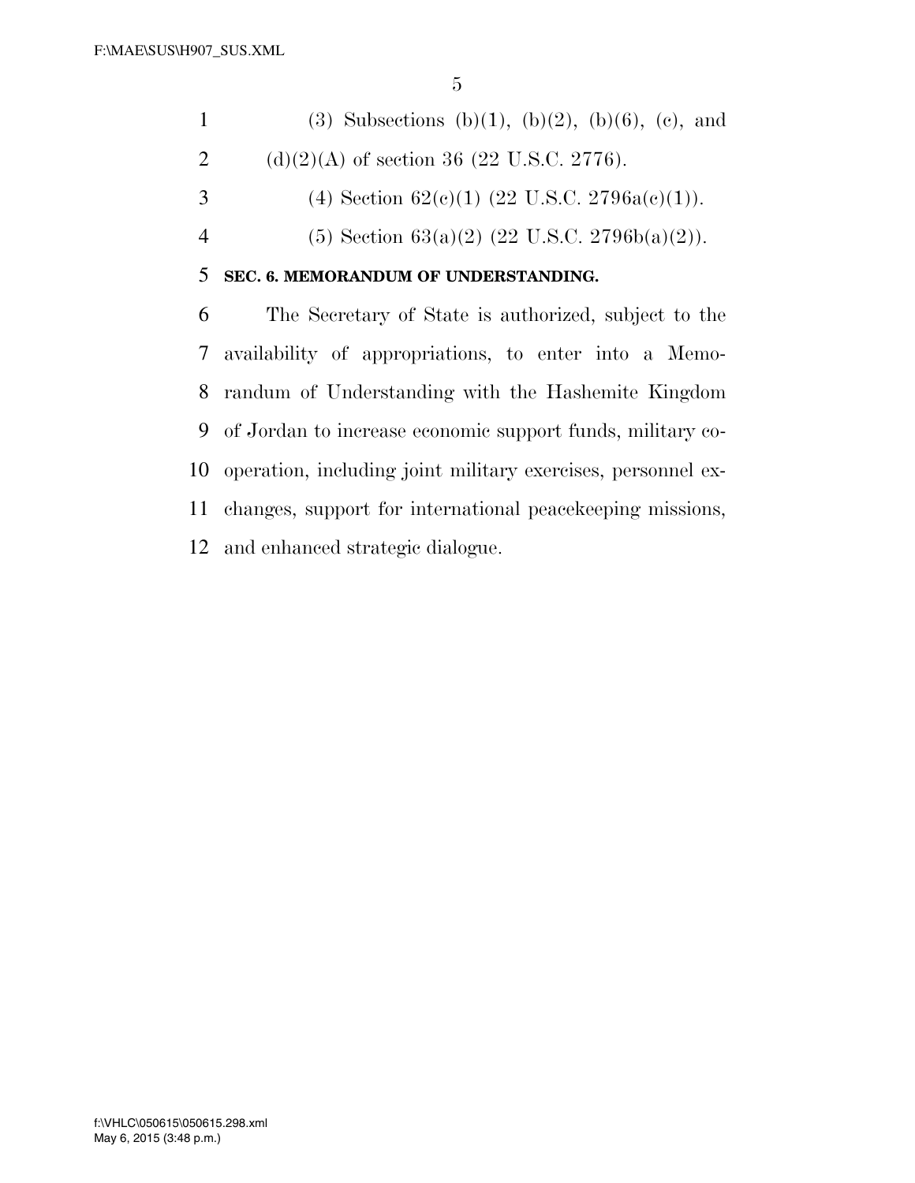(3) Subsections (b)(1), (b)(2), (b)(6), (c), and (d)(2)(A) of section 36 (22 U.S.C. 2776).

(4) Section 62(c)(1) (22 U.S.C. 2796a(c)(1)).

(5) Section 63(a)(2) (22 U.S.C. 2796b(a)(2)).

### SEC. 6. MEMORANDUM OF UNDERSTANDING.

The Secretary of State is authorized, subject to the availability of appropriations, to enter into a Memorandum of Understanding with the Hashemite Kingdom of Jordan to increase economic support funds, military cooperation, including joint military exercises, personnel exchanges, support for international peacekeeping missions, and enhanced strategic dialogue.